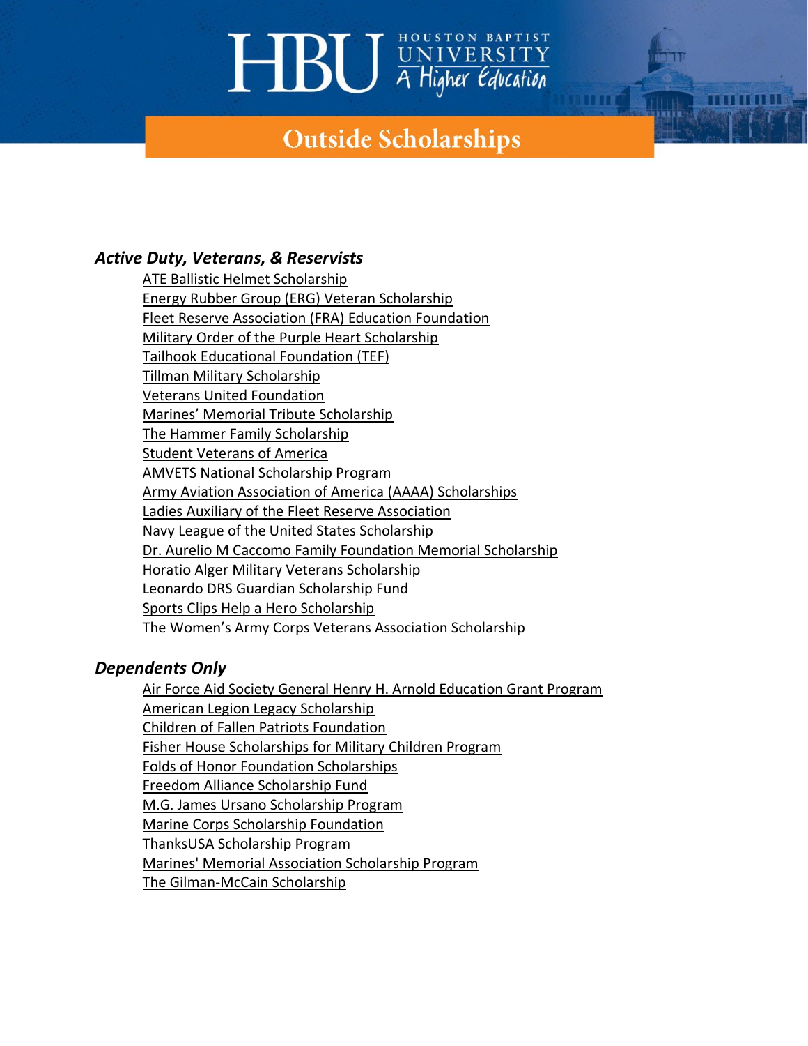# HBU Houston Baptist University — A Higher Education

## Outside Scholarships

### *Active Duty, Veterans, & Reservists*

- ATE Ballistic Helmet Scholarship
- Energy Rubber Group (ERG) Veteran Scholarship
- Fleet Reserve Association (FRA) Education Foundation
- Military Order of the Purple Heart Scholarship
- Tailhook Educational Foundation (TEF)
- Tillman Military Scholarship
- Veterans United Foundation
- Marines' Memorial Tribute Scholarship
- The Hammer Family Scholarship
- Student Veterans of America
- AMVETS National Scholarship Program
- Army Aviation Association of America (AAAA) Scholarships
- Ladies Auxiliary of the Fleet Reserve Association
- Navy League of the United States Scholarship
- Dr. Aurelio M Caccomo Family Foundation Memorial Scholarship
- Horatio Alger Military Veterans Scholarship
- Leonardo DRS Guardian Scholarship Fund
- Sports Clips Help a Hero Scholarship
- The Women's Army Corps Veterans Association Scholarship

### *Dependents Only*

- Air Force Aid Society General Henry H. Arnold Education Grant Program
- American Legion Legacy Scholarship
- Children of Fallen Patriots Foundation
- Fisher House Scholarships for Military Children Program
- Folds of Honor Foundation Scholarships
- Freedom Alliance Scholarship Fund
- M.G. James Ursano Scholarship Program
- Marine Corps Scholarship Foundation
- ThanksUSA Scholarship Program
- Marines' Memorial Association Scholarship Program
- The Gilman-McCain Scholarship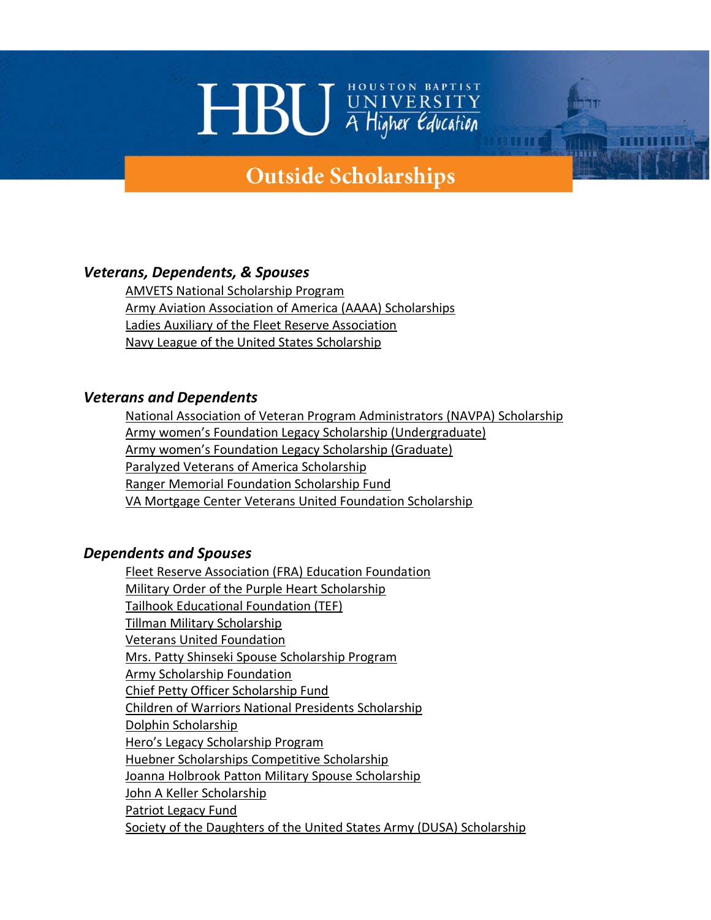# Outside Scholarships

### *Veterans, Dependents, & Spouses*

- AMVETS National Scholarship Program
- Army Aviation Association of America (AAAA) Scholarships
- Ladies Auxiliary of the Fleet Reserve Association
- Navy League of the United States Scholarship

### *Veterans and Dependents*

- National Association of Veteran Program Administrators (NAVPA) Scholarship
- Army women's Foundation Legacy Scholarship (Undergraduate)
- Army women's Foundation Legacy Scholarship (Graduate)
- Paralyzed Veterans of America Scholarship
- Ranger Memorial Foundation Scholarship Fund
- VA Mortgage Center Veterans United Foundation Scholarship

### *Dependents and Spouses*

- Fleet Reserve Association (FRA) Education Foundation
- Military Order of the Purple Heart Scholarship
- Tailhook Educational Foundation (TEF)
- Tillman Military Scholarship
- Veterans United Foundation
- Mrs. Patty Shinseki Spouse Scholarship Program
- Army Scholarship Foundation
- Chief Petty Officer Scholarship Fund
- Children of Warriors National Presidents Scholarship
- Dolphin Scholarship
- Hero's Legacy Scholarship Program
- Huebner Scholarships Competitive Scholarship
- Joanna Holbrook Patton Military Spouse Scholarship
- John A Keller Scholarship
- Patriot Legacy Fund
- Society of the Daughters of the United States Army (DUSA) Scholarship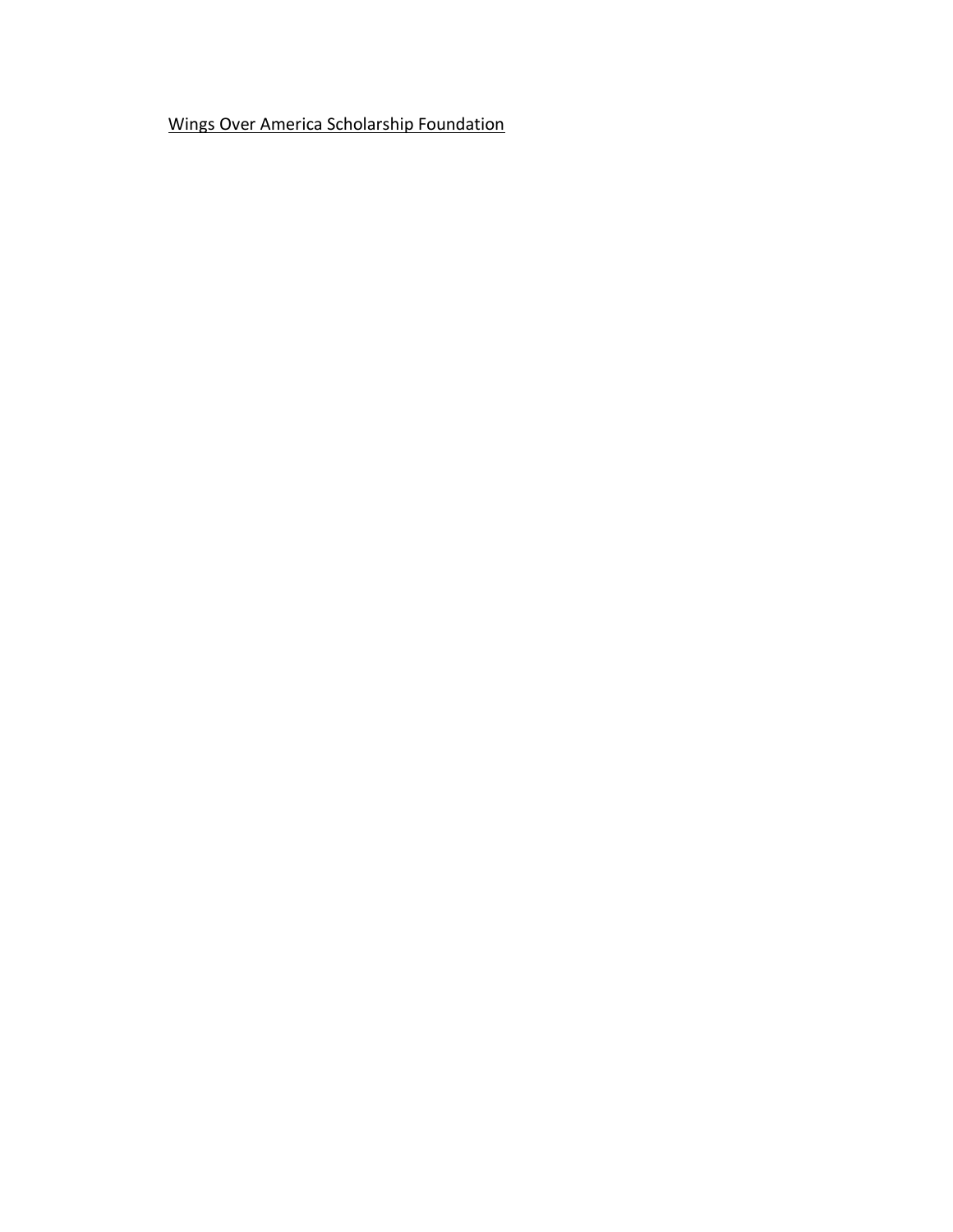<u>Wings Over America Scholarship Foundation</u>